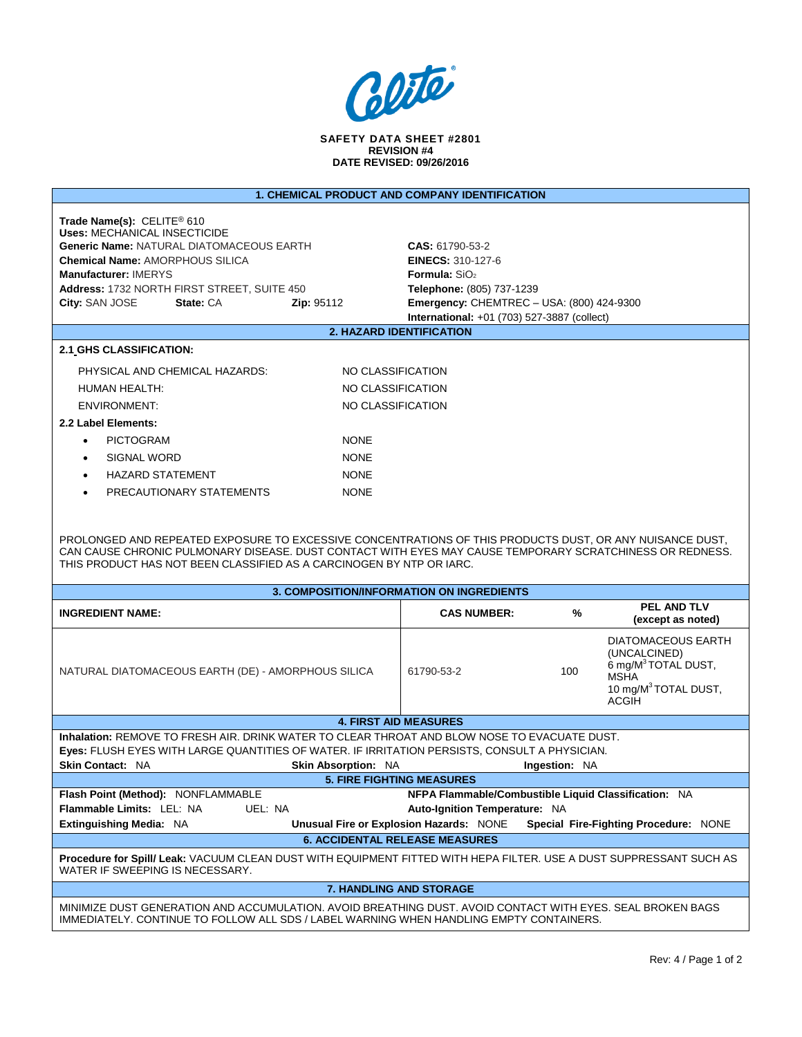Celite®

**SAFETY DATA SHEET #2801**
**REVISION #4**
**DATE REVISED: 09/26/2016**

## 1. CHEMICAL PRODUCT AND COMPANY IDENTIFICATION

**Trade Name(s):** CELITE® 610
**Uses:** MECHANICAL INSECTICIDE
**Generic Name:** NATURAL DIATOMACEOUS EARTH
**Chemical Name:** AMORPHOUS SILICA
**Manufacturer:** IMERYS
**Address:** 1732 NORTH FIRST STREET, SUITE 450
**City:** SAN JOSE **State:** CA **Zip:** 95112

**CAS:** 61790-53-2
**EINECS:** 310-127-6
**Formula:** $SiO_2$
**Telephone:** (805) 737-1239
**Emergency:** CHEMTREC – USA: (800) 424-9300
**International:** +01 (703) 527-3887 (collect)

## 2. HAZARD IDENTIFICATION

**2.1 GHS CLASSIFICATION:**

| | |
|---|---|
| PHYSICAL AND CHEMICAL HAZARDS: | NO CLASSIFICATION |
| HUMAN HEALTH: | NO CLASSIFICATION |
| ENVIRONMENT: | NO CLASSIFICATION |

**2.2 Label Elements:**

- PICTOGRAM NONE
- SIGNAL WORD NONE
- HAZARD STATEMENT NONE
- PRECAUTIONARY STATEMENTS NONE

PROLONGED AND REPEATED EXPOSURE TO EXCESSIVE CONCENTRATIONS OF THIS PRODUCTS DUST, OR ANY NUISANCE DUST, CAN CAUSE CHRONIC PULMONARY DISEASE. DUST CONTACT WITH EYES MAY CAUSE TEMPORARY SCRATCHINESS OR REDNESS. THIS PRODUCT HAS NOT BEEN CLASSIFIED AS A CARCINOGEN BY NTP OR IARC.

## 3. COMPOSITION/INFORMATION ON INGREDIENTS

| INGREDIENT NAME: | CAS NUMBER: | % | PEL AND TLV (except as noted) |
|---|---|---|---|
| NATURAL DIATOMACEOUS EARTH (DE) - AMORPHOUS SILICA | 61790-53-2 | 100 | DIATOMACEOUS EARTH (UNCALCINED) 6 $mg/M^3$ TOTAL DUST, MSHA 10 $mg/M^3$ TOTAL DUST, ACGIH |

## 4. FIRST AID MEASURES

**Inhalation:** REMOVE TO FRESH AIR. DRINK WATER TO CLEAR THROAT AND BLOW NOSE TO EVACUATE DUST.
**Eyes:** FLUSH EYES WITH LARGE QUANTITIES OF WATER. IF IRRITATION PERSISTS, CONSULT A PHYSICIAN.
**Skin Contact:** NA **Skin Absorption:** NA **Ingestion:** NA

## 5. FIRE FIGHTING MEASURES

**Flash Point (Method):** NONFLAMMABLE **NFPA Flammable/Combustible Liquid Classification:** NA
**Flammable Limits:** LEL: NA UEL: NA **Auto-Ignition Temperature:** NA
**Extinguishing Media:** NA **Unusual Fire or Explosion Hazards:** NONE **Special Fire-Fighting Procedure:** NONE

## 6. ACCIDENTAL RELEASE MEASURES

**Procedure for Spill/ Leak:** VACUUM CLEAN DUST WITH EQUIPMENT FITTED WITH HEPA FILTER. USE A DUST SUPPRESSANT SUCH AS WATER IF SWEEPING IS NECESSARY.

## 7. HANDLING AND STORAGE

MINIMIZE DUST GENERATION AND ACCUMULATION. AVOID BREATHING DUST. AVOID CONTACT WITH EYES. SEAL BROKEN BAGS IMMEDIATELY. CONTINUE TO FOLLOW ALL SDS / LABEL WARNING WHEN HANDLING EMPTY CONTAINERS.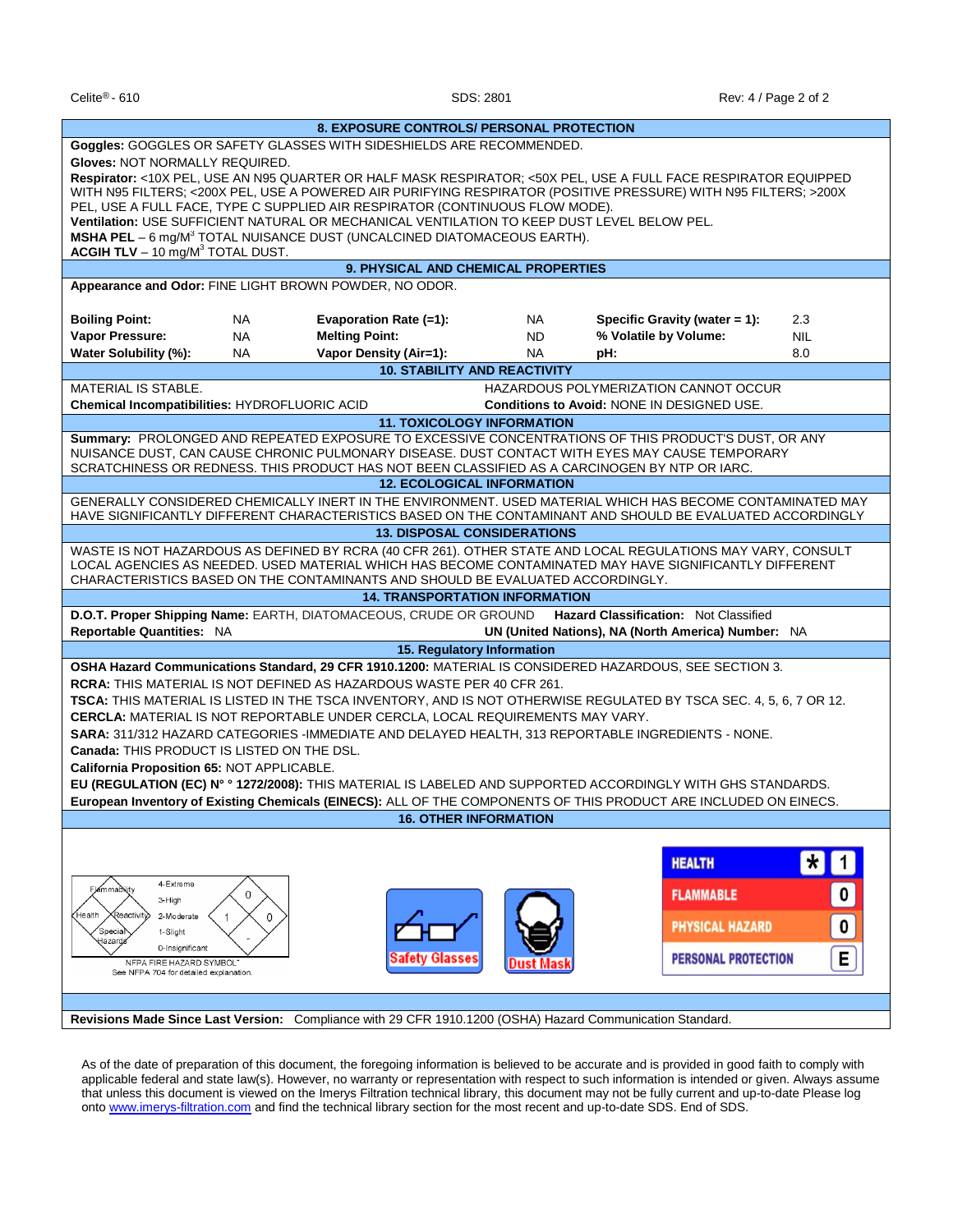## 8. EXPOSURE CONTROLS/ PERSONAL PROTECTION

**Goggles:** GOGGLES OR SAFETY GLASSES WITH SIDESHIELDS ARE RECOMMENDED.

**Gloves:** NOT NORMALLY REQUIRED.

**Respirator:** <10X PEL, USE AN N95 QUARTER OR HALF MASK RESPIRATOR; <50X PEL, USE A FULL FACE RESPIRATOR EQUIPPED WITH N95 FILTERS; <200X PEL, USE A POWERED AIR PURIFYING RESPIRATOR (POSITIVE PRESSURE) WITH N95 FILTERS; >200X PEL, USE A FULL FACE, TYPE C SUPPLIED AIR RESPIRATOR (CONTINUOUS FLOW MODE).

**Ventilation:** USE SUFFICIENT NATURAL OR MECHANICAL VENTILATION TO KEEP DUST LEVEL BELOW PEL.

**MSHA PEL** – 6 mg/M$^3$ TOTAL NUISANCE DUST (UNCALCINED DIATOMACEOUS EARTH).

**ACGIH TLV** – 10 mg/M$^3$ TOTAL DUST.

## 9. PHYSICAL AND CHEMICAL PROPERTIES

**Appearance and Odor:** FINE LIGHT BROWN POWDER, NO ODOR.

| | | | | | |
|---|---|---|---|---|---|
| **Boiling Point:** | NA | **Evaporation Rate (=1):** | NA | **Specific Gravity (water = 1):** | 2.3 |
| **Vapor Pressure:** | NA | **Melting Point:** | ND | **% Volatile by Volume:** | NIL |
| **Water Solubility (%):** | NA | **Vapor Density (Air=1):** | NA | **pH:** | 8.0 |

## 10. STABILITY AND REACTIVITY

MATERIAL IS STABLE.

HAZARDOUS POLYMERIZATION CANNOT OCCUR

**Chemical Incompatibilities:** HYDROFLUORIC ACID

**Conditions to Avoid:** NONE IN DESIGNED USE.

## 11. TOXICOLOGY INFORMATION

**Summary:** PROLONGED AND REPEATED EXPOSURE TO EXCESSIVE CONCENTRATIONS OF THIS PRODUCT'S DUST, OR ANY NUISANCE DUST, CAN CAUSE CHRONIC PULMONARY DISEASE. DUST CONTACT WITH EYES MAY CAUSE TEMPORARY SCRATCHINESS OR REDNESS. THIS PRODUCT HAS NOT BEEN CLASSIFIED AS A CARCINOGEN BY NTP OR IARC.

## 12. ECOLOGICAL INFORMATION

GENERALLY CONSIDERED CHEMICALLY INERT IN THE ENVIRONMENT. USED MATERIAL WHICH HAS BECOME CONTAMINATED MAY HAVE SIGNIFICANTLY DIFFERENT CHARACTERISTICS BASED ON THE CONTAMINANT AND SHOULD BE EVALUATED ACCORDINGLY

## 13. DISPOSAL CONSIDERATIONS

WASTE IS NOT HAZARDOUS AS DEFINED BY RCRA (40 CFR 261). OTHER STATE AND LOCAL REGULATIONS MAY VARY, CONSULT LOCAL AGENCIES AS NEEDED. USED MATERIAL WHICH HAS BECOME CONTAMINATED MAY HAVE SIGNIFICANTLY DIFFERENT CHARACTERISTICS BASED ON THE CONTAMINANTS AND SHOULD BE EVALUATED ACCORDINGLY.

## 14. TRANSPORTATION INFORMATION

**D.O.T. Proper Shipping Name:** EARTH, DIATOMACEOUS, CRUDE OR GROUND

**Hazard Classification:** Not Classified

**Reportable Quantities:** NA

**UN (United Nations), NA (North America) Number:** NA

## 15. Regulatory Information

**OSHA Hazard Communications Standard, 29 CFR 1910.1200:** MATERIAL IS CONSIDERED HAZARDOUS, SEE SECTION 3.

**RCRA:** THIS MATERIAL IS NOT DEFINED AS HAZARDOUS WASTE PER 40 CFR 261.

**TSCA:** THIS MATERIAL IS LISTED IN THE TSCA INVENTORY, AND IS NOT OTHERWISE REGULATED BY TSCA SEC. 4, 5, 6, 7 OR 12.

**CERCLA:** MATERIAL IS NOT REPORTABLE UNDER CERCLA, LOCAL REQUIREMENTS MAY VARY.

**SARA:** 311/312 HAZARD CATEGORIES -IMMEDIATE AND DELAYED HEALTH, 313 REPORTABLE INGREDIENTS - NONE.

**Canada:** THIS PRODUCT IS LISTED ON THE DSL.

**California Proposition 65:** NOT APPLICABLE.

**EU (REGULATION (EC) N° ° 1272/2008):** THIS MATERIAL IS LABELED AND SUPPORTED ACCORDINGLY WITH GHS STANDARDS.

**European Inventory of Existing Chemicals (EINECS):** ALL OF THE COMPONENTS OF THIS PRODUCT ARE INCLUDED ON EINECS.

## 16. OTHER INFORMATION

Flammability
Health
Reactivity
Special Hazards
4-Extreme
3-High
2-Moderate
1-Slight
0-Insignificant
0
1
0
-
NFPA FIRE HAZARD SYMBOL
See NFPA 704 for detailed explanation.

Safety Glasses

Dust Mask

| | |
|---|---|
| HEALTH | * 1 |
| FLAMMABLE | 0 |
| PHYSICAL HAZARD | 0 |
| PERSONAL PROTECTION | E |

**Revisions Made Since Last Version:** Compliance with 29 CFR 1910.1200 (OSHA) Hazard Communication Standard.

As of the date of preparation of this document, the foregoing information is believed to be accurate and is provided in good faith to comply with applicable federal and state law(s). However, no warranty or representation with respect to such information is intended or given. Always assume that unless this document is viewed on the Imerys Filtration technical library, this document may not be fully current and up-to-date Please log onto www.imerys-filtration.com and find the technical library section for the most recent and up-to-date SDS. End of SDS.